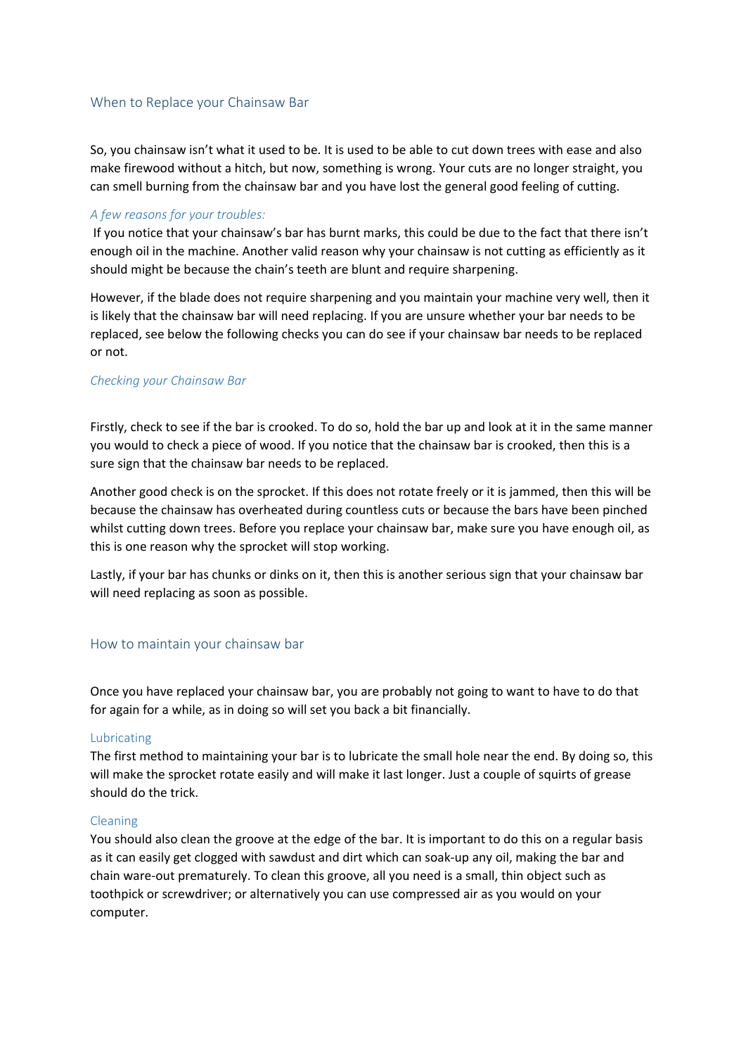## When to Replace your Chainsaw Bar

So, you chainsaw isn't what it used to be. It is used to be able to cut down trees with ease and also make firewood without a hitch, but now, something is wrong. Your cuts are no longer straight, you can smell burning from the chainsaw bar and you have lost the general good feeling of cutting.

### *A few reasons for your troubles:*

If you notice that your chainsaw's bar has burnt marks, this could be due to the fact that there isn't enough oil in the machine. Another valid reason why your chainsaw is not cutting as efficiently as it should might be because the chain's teeth are blunt and require sharpening.

However, if the blade does not require sharpening and you maintain your machine very well, then it is likely that the chainsaw bar will need replacing. If you are unsure whether your bar needs to be replaced, see below the following checks you can do see if your chainsaw bar needs to be replaced or not.

### *Checking your Chainsaw Bar*

Firstly, check to see if the bar is crooked. To do so, hold the bar up and look at it in the same manner you would to check a piece of wood. If you notice that the chainsaw bar is crooked, then this is a sure sign that the chainsaw bar needs to be replaced.

Another good check is on the sprocket. If this does not rotate freely or it is jammed, then this will be because the chainsaw has overheated during countless cuts or because the bars have been pinched whilst cutting down trees. Before you replace your chainsaw bar, make sure you have enough oil, as this is one reason why the sprocket will stop working.

Lastly, if your bar has chunks or dinks on it, then this is another serious sign that your chainsaw bar will need replacing as soon as possible.

## How to maintain your chainsaw bar

Once you have replaced your chainsaw bar, you are probably not going to want to have to do that for again for a while, as in doing so will set you back a bit financially.

### Lubricating

The first method to maintaining your bar is to lubricate the small hole near the end. By doing so, this will make the sprocket rotate easily and will make it last longer. Just a couple of squirts of grease should do the trick.

### Cleaning

You should also clean the groove at the edge of the bar. It is important to do this on a regular basis as it can easily get clogged with sawdust and dirt which can soak-up any oil, making the bar and chain ware-out prematurely. To clean this groove, all you need is a small, thin object such as toothpick or screwdriver; or alternatively you can use compressed air as you would on your computer.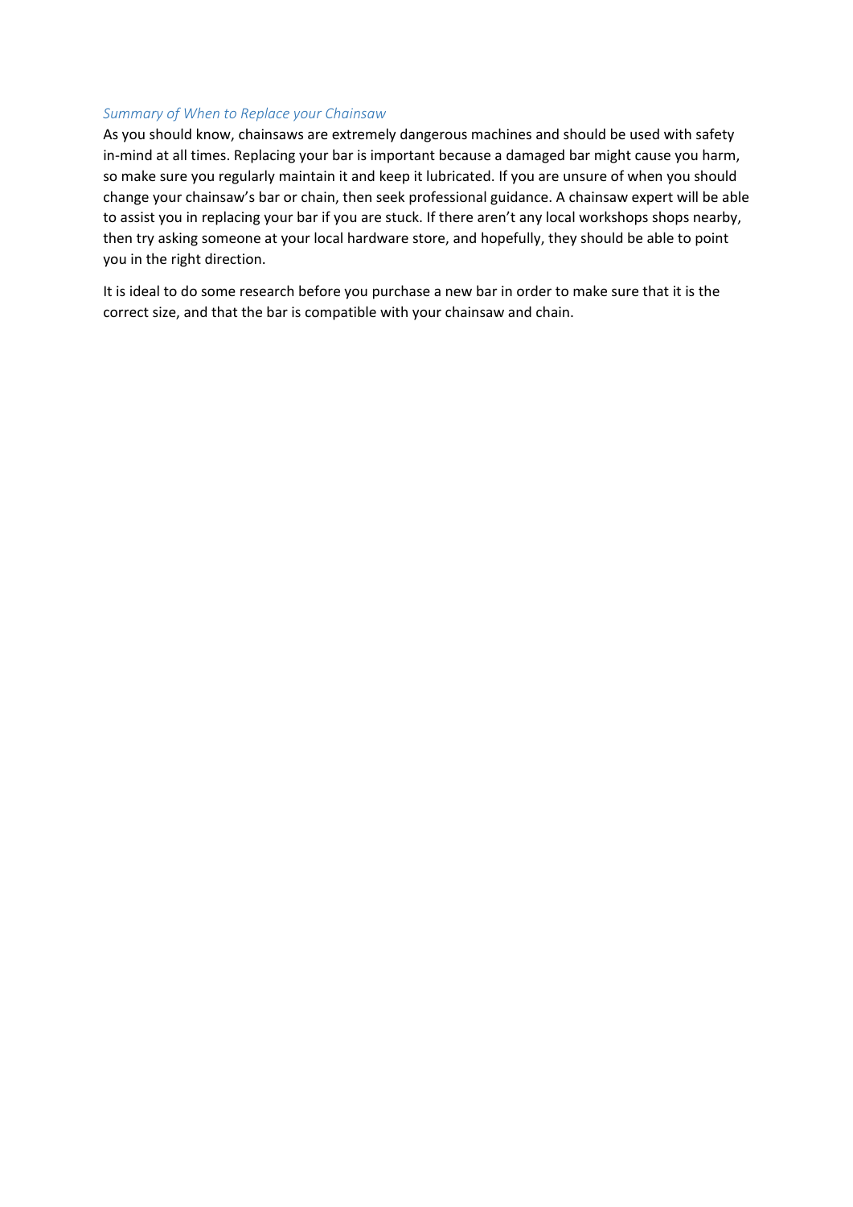### *Summary of When to Replace your Chainsaw*

As you should know, chainsaws are extremely dangerous machines and should be used with safety in-mind at all times. Replacing your bar is important because a damaged bar might cause you harm, so make sure you regularly maintain it and keep it lubricated. If you are unsure of when you should change your chainsaw's bar or chain, then seek professional guidance. A chainsaw expert will be able to assist you in replacing your bar if you are stuck. If there aren't any local workshops shops nearby, then try asking someone at your local hardware store, and hopefully, they should be able to point you in the right direction.

It is ideal to do some research before you purchase a new bar in order to make sure that it is the correct size, and that the bar is compatible with your chainsaw and chain.